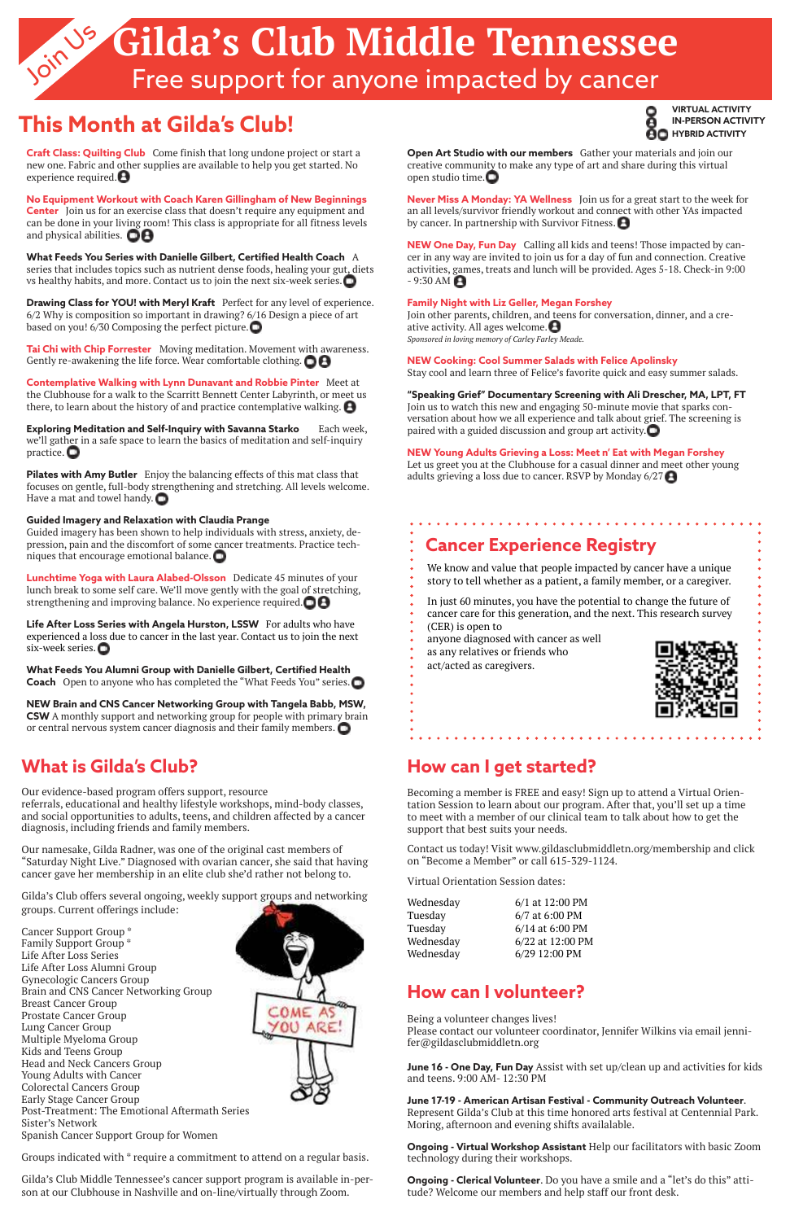Join Us

# Gilda's Club Middle Tennessee

Free support for anyone impacted by cancer

## This Month at Gilda's Club!

VIRTUAL ACTIVITY
IN-PERSON ACTIVITY
HYBRID ACTIVITY

**Craft Class: Quilting Club** Come finish that long undone project or start a new one. Fabric and other supplies are available to help you get started. No experience required.

**No Equipment Workout with Coach Karen Gillingham of New Beginnings Center** Join us for an exercise class that doesn't require any equipment and can be done in your living room! This class is appropriate for all fitness levels and physical abilities.

**What Feeds You Series with Danielle Gilbert, Certified Health Coach** A series that includes topics such as nutrient dense foods, healing your gut, diets vs healthy habits, and more. Contact us to join the next six-week series.

**Drawing Class for YOU! with Meryl Kraft** Perfect for any level of experience. 6/2 Why is composition so important in drawing? 6/16 Design a piece of art based on you! 6/30 Composing the perfect picture.

**Tai Chi with Chip Forrester** Moving meditation. Movement with awareness. Gently re-awakening the life force. Wear comfortable clothing.

**Contemplative Walking with Lynn Dunavant and Robbie Pinter** Meet at the Clubhouse for a walk to the Scarritt Bennett Center Labyrinth, or meet us there, to learn about the history of and practice contemplative walking.

**Exploring Meditation and Self-Inquiry with Savanna Starko** Each week, we'll gather in a safe space to learn the basics of meditation and self-inquiry practice.

**Pilates with Amy Butler** Enjoy the balancing effects of this mat class that focuses on gentle, full-body strengthening and stretching. All levels welcome. Have a mat and towel handy.

**Guided Imagery and Relaxation with Claudia Prange**
Guided imagery has been shown to help individuals with stress, anxiety, depression, pain and the discomfort of some cancer treatments. Practice techniques that encourage emotional balance.

**Lunchtime Yoga with Laura Alabed-Olsson** Dedicate 45 minutes of your lunch break to some self care. We'll move gently with the goal of stretching, strengthening and improving balance. No experience required.

**Life After Loss Series with Angela Hurston, LSSW** For adults who have experienced a loss due to cancer in the last year. Contact us to join the next six-week series.

**What Feeds You Alumni Group with Danielle Gilbert, Certified Health Coach** Open to anyone who has completed the "What Feeds You" series.

**NEW Brain and CNS Cancer Networking Group with Tangela Babb, MSW, CSW** A monthly support and networking group for people with primary brain or central nervous system cancer diagnosis and their family members.

**Open Art Studio with our members** Gather your materials and join our creative community to make any type of art and share during this virtual open studio time.

**Never Miss A Monday: YA Wellness** Join us for a great start to the week for an all levels/survivor friendly workout and connect with other YAs impacted by cancer. In partnership with Survivor Fitness.

**NEW One Day, Fun Day** Calling all kids and teens! Those impacted by cancer in any way are invited to join us for a day of fun and connection. Creative activities, games, treats and lunch will be provided. Ages 5-18. Check-in 9:00 - 9:30 AM

**Family Night with Liz Geller, Megan Forshey**
Join other parents, children, and teens for conversation, dinner, and a creative activity. All ages welcome.
*Sponsored in loving memory of Carley Farley Meade.*

**NEW Cooking: Cool Summer Salads with Felice Apolinsky**
Stay cool and learn three of Felice's favorite quick and easy summer salads.

**"Speaking Grief" Documentary Screening with Ali Drescher, MA, LPT, FT**
Join us to watch this new and engaging 50-minute movie that sparks conversation about how we all experience and talk about grief. The screening is paired with a guided discussion and group art activity.

**NEW Young Adults Grieving a Loss: Meet n' Eat with Megan Forshey**
Let us greet you at the Clubhouse for a casual dinner and meet other young adults grieving a loss due to cancer. RSVP by Monday 6/27

## Cancer Experience Registry

We know and value that people impacted by cancer have a unique story to tell whether as a patient, a family member, or a caregiver.

In just 60 minutes, you have the potential to change the future of cancer care for this generation, and the next. This research survey (CER) is open to anyone diagnosed with cancer as well as any relatives or friends who act/acted as caregivers.

## What is Gilda's Club?

Our evidence-based program offers support, resource referrals, educational and healthy lifestyle workshops, mind-body classes, and social opportunities to adults, teens, and children affected by a cancer diagnosis, including friends and family members.

Our namesake, Gilda Radner, was one of the original cast members of "Saturday Night Live." Diagnosed with ovarian cancer, she said that having cancer gave her membership in an elite club she'd rather not belong to.

Gilda's Club offers several ongoing, weekly support groups and networking groups. Current offerings include:

Cancer Support Group *
Family Support Group *
Life After Loss Series
Life After Loss Alumni Group
Gynecologic Cancers Group
Brain and CNS Cancer Networking Group
Breast Cancer Group
Prostate Cancer Group
Lung Cancer Group
Multiple Myeloma Group
Kids and Teens Group
Head and Neck Cancers Group
Young Adults with Cancer
Colorectal Cancers Group
Early Stage Cancer Group
Post-Treatment: The Emotional Aftermath Series
Sister's Network
Spanish Cancer Support Group for Women

COME AS YOU ARE!

Groups indicated with * require a commitment to attend on a regular basis.

Gilda's Club Middle Tennessee's cancer support program is available in-person at our Clubhouse in Nashville and on-line/virtually through Zoom.

## How can I get started?

Becoming a member is FREE and easy! Sign up to attend a Virtual Orientation Session to learn about our program. After that, you'll set up a time to meet with a member of our clinical team to talk about how to get the support that best suits your needs.

Contact us today! Visit www.gildasclubmiddletn.org/membership and click on "Become a Member" or call 615-329-1124.

Virtual Orientation Session dates:

| | |
|---|---|
| Wednesday | 6/1 at 12:00 PM |
| Tuesday | 6/7 at 6:00 PM |
| Tuesday | 6/14 at 6:00 PM |
| Wednesday | 6/22 at 12:00 PM |
| Wednesday | 6/29 12:00 PM |

## How can I volunteer?

Being a volunteer changes lives!
Please contact our volunteer coordinator, Jennifer Wilkins via email jennifer@gildasclubmiddletn.org

**June 16 - One Day, Fun Day** Assist with set up/clean up and activities for kids and teens. 9:00 AM- 12:30 PM

**June 17-19 - American Artisan Festival - Community Outreach Volunteer**. Represent Gilda's Club at this time honored arts festival at Centennial Park. Moring, afternoon and evening shifts availalable.

**Ongoing - Virtual Workshop Assistant** Help our facilitators with basic Zoom technology during their workshops.

**Ongoing - Clerical Volunteer**. Do you have a smile and a "let's do this" attitude? Welcome our members and help staff our front desk.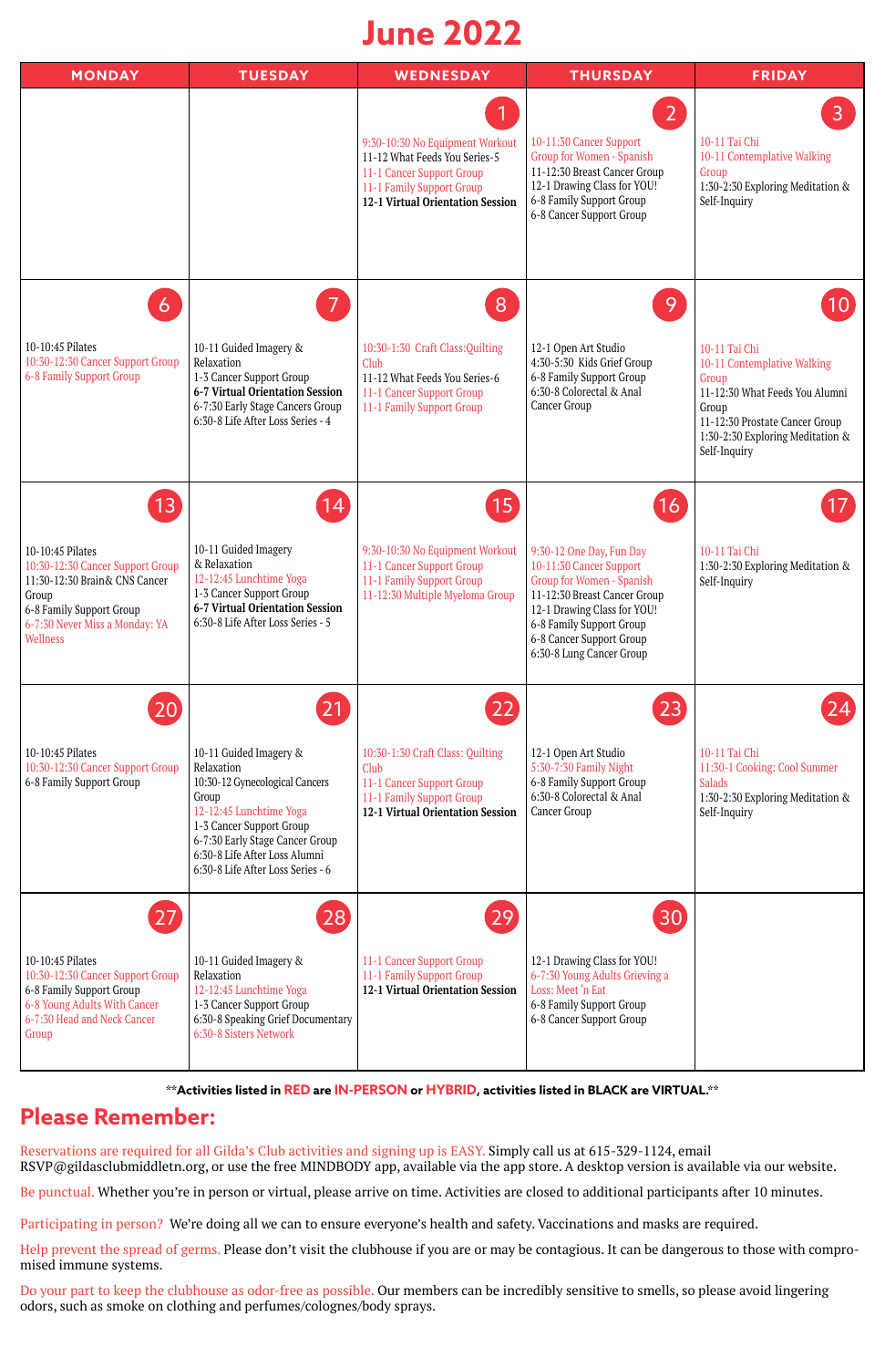# June 2022

| MONDAY | TUESDAY | WEDNESDAY | THURSDAY | FRIDAY |
| --- | --- | --- | --- | --- |
| | | **1** 9:30-10:30 No Equipment Workout; 11-12 What Feeds You Series-5; 11-1 Cancer Support Group; 11-1 Family Support Group; **12-1 Virtual Orientation Session** | **2** 10-11:30 Cancer Support Group for Women - Spanish; 11-12:30 Breast Cancer Group; 12-1 Drawing Class for YOU!; 6-8 Family Support Group; 6-8 Cancer Support Group | **3** 10-11 Tai Chi; 10-11 Contemplative Walking Group; 1:30-2:30 Exploring Meditation & Self-Inquiry |
| **6** 10-10:45 Pilates; 10:30-12:30 Cancer Support Group; 6-8 Family Support Group | **7** 10-11 Guided Imagery & Relaxation; 1-3 Cancer Support Group; **6-7 Virtual Orientation Session**; 6-7:30 Early Stage Cancers Group; 6:30-8 Life After Loss Series - 4 | **8** 10:30-1:30 Craft Class:Quilting Club; 11-12 What Feeds You Series-6; 11-1 Cancer Support Group; 11-1 Family Support Group | **9** 12-1 Open Art Studio; 4:30-5:30 Kids Grief Group; 6-8 Family Support Group; 6:30-8 Colorectal & Anal Cancer Group | **10** 10-11 Tai Chi; 10-11 Contemplative Walking Group; 11-12:30 What Feeds You Alumni Group; 11-12:30 Prostate Cancer Group; 1:30-2:30 Exploring Meditation & Self-Inquiry |
| **13** 10-10:45 Pilates; 10:30-12:30 Cancer Support Group; 11:30-12:30 Brain& CNS Cancer Group; 6-8 Family Support Group; 6-7:30 Never Miss a Monday: YA Wellness | **14** 10-11 Guided Imagery & Relaxation; 12-12:45 Lunchtime Yoga; 1-3 Cancer Support Group; **6-7 Virtual Orientation Session**; 6:30-8 Life After Loss Series - 5 | **15** 9:30-10:30 No Equipment Workout; 11-1 Cancer Support Group; 11-1 Family Support Group; 11-12:30 Multiple Myeloma Group | **16** 9:30-12 One Day, Fun Day; 10-11:30 Cancer Support Group for Women - Spanish; 11-12:30 Breast Cancer Group; 12-1 Drawing Class for YOU!; 6-8 Family Support Group; 6-8 Cancer Support Group; 6:30-8 Lung Cancer Group | **17** 10-11 Tai Chi; 1:30-2:30 Exploring Meditation & Self-Inquiry |
| **20** 10-10:45 Pilates; 10:30-12:30 Cancer Support Group; 6-8 Family Support Group | **21** 10-11 Guided Imagery & Relaxation; 10:30-12 Gynecological Cancers Group; 12-12:45 Lunchtime Yoga; 1-3 Cancer Support Group; 6-7:30 Early Stage Cancer Group; 6:30-8 Life After Loss Alumni; 6:30-8 Life After Loss Series - 6 | **22** 10:30-1:30 Craft Class: Quilting Club; 11-1 Cancer Support Group; 11-1 Family Support Group; **12-1 Virtual Orientation Session** | **23** 12-1 Open Art Studio; 5:30-7:30 Family Night; 6-8 Family Support Group; 6:30-8 Colorectal & Anal Cancer Group | **24** 10-11 Tai Chi; 11:30-1 Cooking: Cool Summer Salads; 1:30-2:30 Exploring Meditation & Self-Inquiry |
| **27** 10-10:45 Pilates; 10:30-12:30 Cancer Support Group; 6-8 Family Support Group; 6-8 Young Adults With Cancer; 6-7:30 Head and Neck Cancer Group | **28** 10-11 Guided Imagery & Relaxation; 12-12:45 Lunchtime Yoga; 1-3 Cancer Support Group; 6:30-8 Speaking Grief Documentary; 6:30-8 Sisters Network | **29** 11-1 Cancer Support Group; 11-1 Family Support Group; **12-1 Virtual Orientation Session** | **30** 12-1 Drawing Class for YOU!; 6-7:30 Young Adults Grieving a Loss: Meet 'n Eat; 6-8 Family Support Group; 6-8 Cancer Support Group | |

****Activities listed in RED are IN-PERSON or HYBRID, activities listed in BLACK are VIRTUAL.****

## Please Remember:

Reservations are required for all Gilda's Club activities and signing up is EASY. Simply call us at 615-329-1124, email RSVP@gildasclubmiddletn.org, or use the free MINDBODY app, available via the app store. A desktop version is available via our website.

Be punctual. Whether you're in person or virtual, please arrive on time. Activities are closed to additional participants after 10 minutes.

Participating in person? We're doing all we can to ensure everyone's health and safety. Vaccinations and masks are required.

Help prevent the spread of germs. Please don't visit the clubhouse if you are or may be contagious. It can be dangerous to those with compromised immune systems.

Do your part to keep the clubhouse as odor-free as possible. Our members can be incredibly sensitive to smells, so please avoid lingering odors, such as smoke on clothing and perfumes/colognes/body sprays.